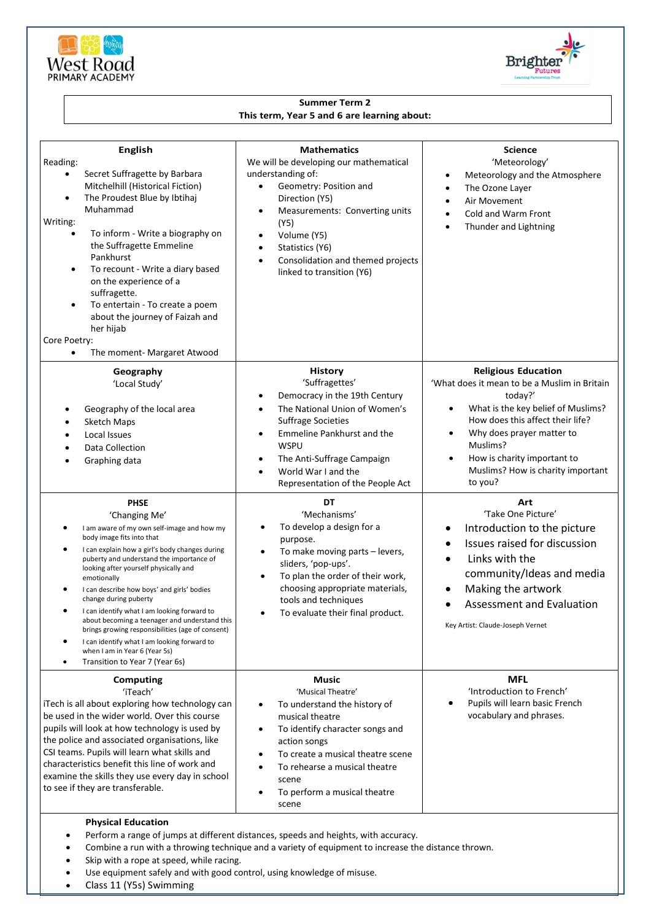West Road PRIMARY ACADEMY

Brighter Futures Learning Partnership Trust

**Summer Term 2**
**This term, Year 5 and 6 are learning about:**

## English

Reading:

- Secret Suffragette by Barbara Mitchelhill (Historical Fiction)
- The Proudest Blue by Ibtihaj Muhammad

Writing:

- To inform - Write a biography on the Suffragette Emmeline Pankhurst
- To recount - Write a diary based on the experience of a suffragette.
- To entertain - To create a poem about the journey of Faizah and her hijab

Core Poetry:

- The moment- Margaret Atwood

## Mathematics

We will be developing our mathematical understanding of:

- Geometry: Position and Direction (Y5)
- Measurements: Converting units (Y5)
- Volume (Y5)
- Statistics (Y6)
- Consolidation and themed projects linked to transition (Y6)

## Science

'Meteorology'

- Meteorology and the Atmosphere
- The Ozone Layer
- Air Movement
- Cold and Warm Front
- Thunder and Lightning

## Geography

'Local Study'

- Geography of the local area
- Sketch Maps
- Local Issues
- Data Collection
- Graphing data

## History

'Suffragettes'

- Democracy in the 19th Century
- The National Union of Women's Suffrage Societies
- Emmeline Pankhurst and the WSPU
- The Anti-Suffrage Campaign
- World War I and the Representation of the People Act

## Religious Education

'What does it mean to be a Muslim in Britain today?'

- What is the key belief of Muslims? How does this affect their life?
- Why does prayer matter to Muslims?
- How is charity important to Muslims? How is charity important to you?

## PHSE

'Changing Me'

- I am aware of my own self-image and how my body image fits into that
- I can explain how a girl's body changes during puberty and understand the importance of looking after yourself physically and emotionally
- I can describe how boys' and girls' bodies change during puberty
- I can identify what I am looking forward to about becoming a teenager and understand this brings growing responsibilities (age of consent)
- I can identify what I am looking forward to when I am in Year 6 (Year 5s)
- Transition to Year 7 (Year 6s)

## DT

'Mechanisms'

- To develop a design for a purpose.
- To make moving parts – levers, sliders, 'pop-ups'.
- To plan the order of their work, choosing appropriate materials, tools and techniques
- To evaluate their final product.

## Art

'Take One Picture'

- Introduction to the picture
- Issues raised for discussion
- Links with the community/Ideas and media
- Making the artwork
- Assessment and Evaluation

Key Artist: Claude-Joseph Vernet

## Computing

'iTeach'

iTech is all about exploring how technology can be used in the wider world. Over this course pupils will look at how technology is used by the police and associated organisations, like CSI teams. Pupils will learn what skills and characteristics benefit this line of work and examine the skills they use every day in school to see if they are transferable.

## Music

'Musical Theatre'

- To understand the history of musical theatre
- To identify character songs and action songs
- To create a musical theatre scene
- To rehearse a musical theatre scene
- To perform a musical theatre scene

## MFL

'Introduction to French'

- Pupils will learn basic French vocabulary and phrases.

## Physical Education

- Perform a range of jumps at different distances, speeds and heights, with accuracy.
- Combine a run with a throwing technique and a variety of equipment to increase the distance thrown.
- Skip with a rope at speed, while racing.
- Use equipment safely and with good control, using knowledge of misuse.
- Class 11 (Y5s) Swimming